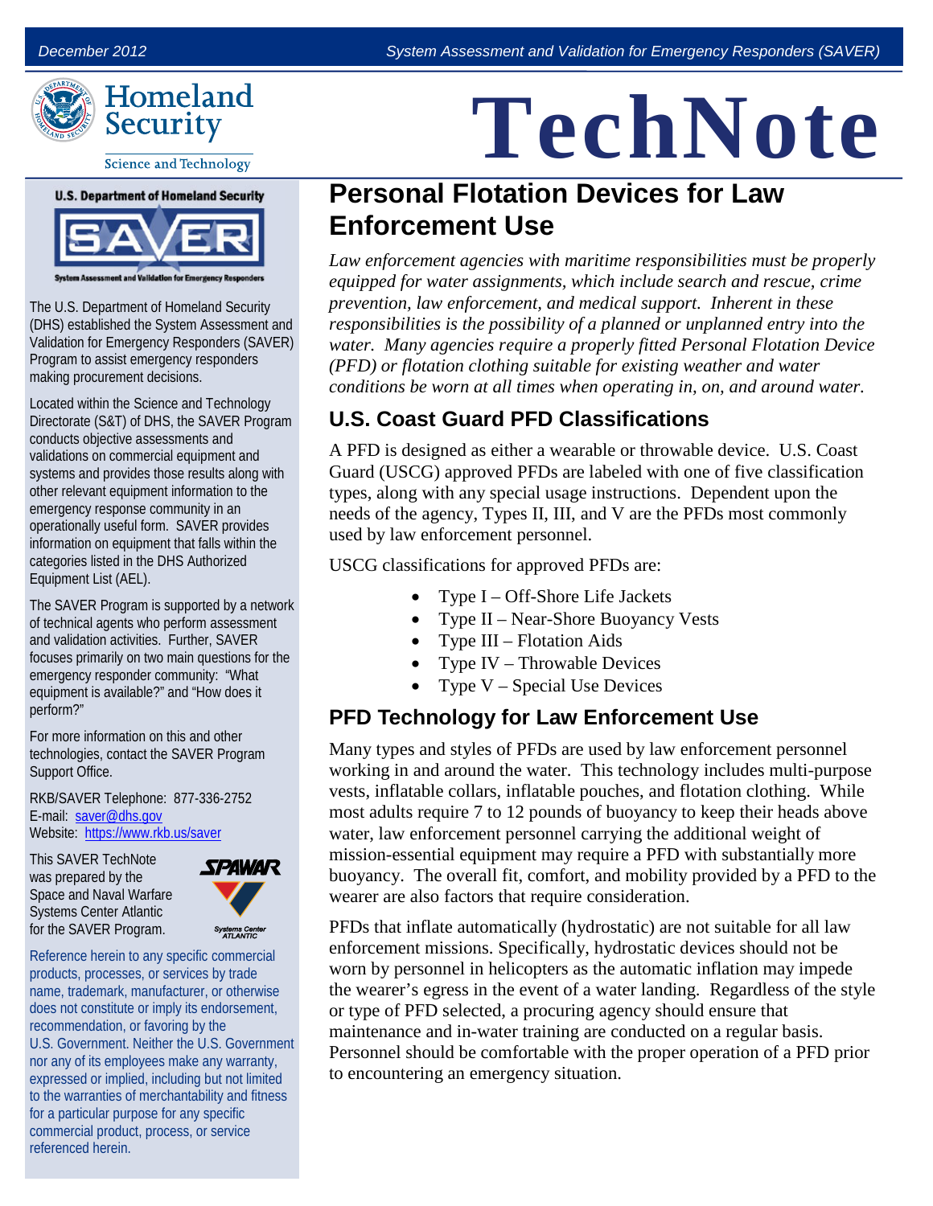December 2012 System Assessment and Validation for Emergency Responders (SAVER)

# TechNote

# Personal Flotation Devices for Law Enforcement Use

*Law enforcement agencies with maritime responsibilities must be properly equipped for water assignments, which include search and rescue, crime prevention, law enforcement, and medical support. Inherent in these responsibilities is the possibility of a planned or unplanned entry into the water. Many agencies require a properly fitted Personal Flotation Device (PFD) or flotation clothing suitable for existing weather and water conditions be worn at all times when operating in, on, and around water.*

## U.S. Coast Guard PFD Classifications

A PFD is designed as either a wearable or throwable device. U.S. Coast Guard (USCG) approved PFDs are labeled with one of five classification types, along with any special usage instructions. Dependent upon the needs of the agency, Types II, III, and V are the PFDs most commonly used by law enforcement personnel.

USCG classifications for approved PFDs are:

- Type I – Off-Shore Life Jackets
- Type II – Near-Shore Buoyancy Vests
- Type III – Flotation Aids
- Type IV – Throwable Devices
- Type V – Special Use Devices

## PFD Technology for Law Enforcement Use

Many types and styles of PFDs are used by law enforcement personnel working in and around the water. This technology includes multi-purpose vests, inflatable collars, inflatable pouches, and flotation clothing. While most adults require 7 to 12 pounds of buoyancy to keep their heads above water, law enforcement personnel carrying the additional weight of mission-essential equipment may require a PFD with substantially more buoyancy. The overall fit, comfort, and mobility provided by a PFD to the wearer are also factors that require consideration.

PFDs that inflate automatically (hydrostatic) are not suitable for all law enforcement missions. Specifically, hydrostatic devices should not be worn by personnel in helicopters as the automatic inflation may impede the wearer's egress in the event of a water landing. Regardless of the style or type of PFD selected, a procuring agency should ensure that maintenance and in-water training are conducted on a regular basis. Personnel should be comfortable with the proper operation of a PFD prior to encountering an emergency situation.

---

Homeland Security
Science and Technology

**U.S. Department of Homeland Security**

**SAVER**
System Assessment and Validation for Emergency Responders

The U.S. Department of Homeland Security (DHS) established the System Assessment and Validation for Emergency Responders (SAVER) Program to assist emergency responders making procurement decisions.

Located within the Science and Technology Directorate (S&T) of DHS, the SAVER Program conducts objective assessments and validations on commercial equipment and systems and provides those results along with other relevant equipment information to the emergency response community in an operationally useful form. SAVER provides information on equipment that falls within the categories listed in the DHS Authorized Equipment List (AEL).

The SAVER Program is supported by a network of technical agents who perform assessment and validation activities. Further, SAVER focuses primarily on two main questions for the emergency responder community: "What equipment is available?" and "How does it perform?"

For more information on this and other technologies, contact the SAVER Program Support Office.

RKB/SAVER Telephone: 877-336-2752
E-mail: saver@dhs.gov
Website: https://www.rkb.us/saver

This SAVER TechNote was prepared by the Space and Naval Warfare Systems Center Atlantic for the SAVER Program.

SPAWAR Systems Center ATLANTIC

Reference herein to any specific commercial products, processes, or services by trade name, trademark, manufacturer, or otherwise does not constitute or imply its endorsement, recommendation, or favoring by the U.S. Government. Neither the U.S. Government nor any of its employees make any warranty, expressed or implied, including but not limited to the warranties of merchantability and fitness for a particular purpose for any specific commercial product, process, or service referenced herein.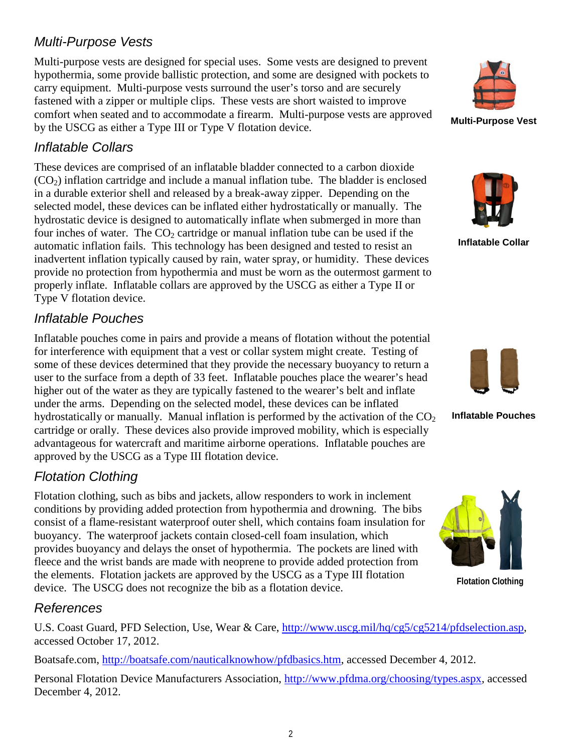## Multi-Purpose Vests

Multi-purpose vests are designed for special uses. Some vests are designed to prevent hypothermia, some provide ballistic protection, and some are designed with pockets to carry equipment. Multi-purpose vests surround the user's torso and are securely fastened with a zipper or multiple clips. These vests are short waisted to improve comfort when seated and to accommodate a firearm. Multi-purpose vests are approved by the USCG as either a Type III or Type V flotation device.

**Multi-Purpose Vest**

## Inflatable Collars

These devices are comprised of an inflatable bladder connected to a carbon dioxide ($CO_2$) inflation cartridge and include a manual inflation tube. The bladder is enclosed in a durable exterior shell and released by a break-away zipper. Depending on the selected model, these devices can be inflated either hydrostatically or manually. The hydrostatic device is designed to automatically inflate when submerged in more than four inches of water. The $CO_2$ cartridge or manual inflation tube can be used if the automatic inflation fails. This technology has been designed and tested to resist an inadvertent inflation typically caused by rain, water spray, or humidity. These devices provide no protection from hypothermia and must be worn as the outermost garment to properly inflate. Inflatable collars are approved by the USCG as either a Type II or Type V flotation device.

**Inflatable Collar**

## Inflatable Pouches

Inflatable pouches come in pairs and provide a means of flotation without the potential for interference with equipment that a vest or collar system might create. Testing of some of these devices determined that they provide the necessary buoyancy to return a user to the surface from a depth of 33 feet. Inflatable pouches place the wearer's head higher out of the water as they are typically fastened to the wearer's belt and inflate under the arms. Depending on the selected model, these devices can be inflated hydrostatically or manually. Manual inflation is performed by the activation of the $CO_2$ cartridge or orally. These devices also provide improved mobility, which is especially advantageous for watercraft and maritime airborne operations. Inflatable pouches are approved by the USCG as a Type III flotation device.

**Inflatable Pouches**

## Flotation Clothing

Flotation clothing, such as bibs and jackets, allow responders to work in inclement conditions by providing added protection from hypothermia and drowning. The bibs consist of a flame-resistant waterproof outer shell, which contains foam insulation for buoyancy. The waterproof jackets contain closed-cell foam insulation, which provides buoyancy and delays the onset of hypothermia. The pockets are lined with fleece and the wrist bands are made with neoprene to provide added protection from the elements. Flotation jackets are approved by the USCG as a Type III flotation device. The USCG does not recognize the bib as a flotation device.

**Flotation Clothing**

## References

U.S. Coast Guard, PFD Selection, Use, Wear & Care, http://www.uscg.mil/hq/cg5/cg5214/pfdselection.asp, accessed October 17, 2012.

Boatsafe.com, http://boatsafe.com/nauticalknowhow/pfdbasics.htm, accessed December 4, 2012.

Personal Flotation Device Manufacturers Association, http://www.pfdma.org/choosing/types.aspx, accessed December 4, 2012.